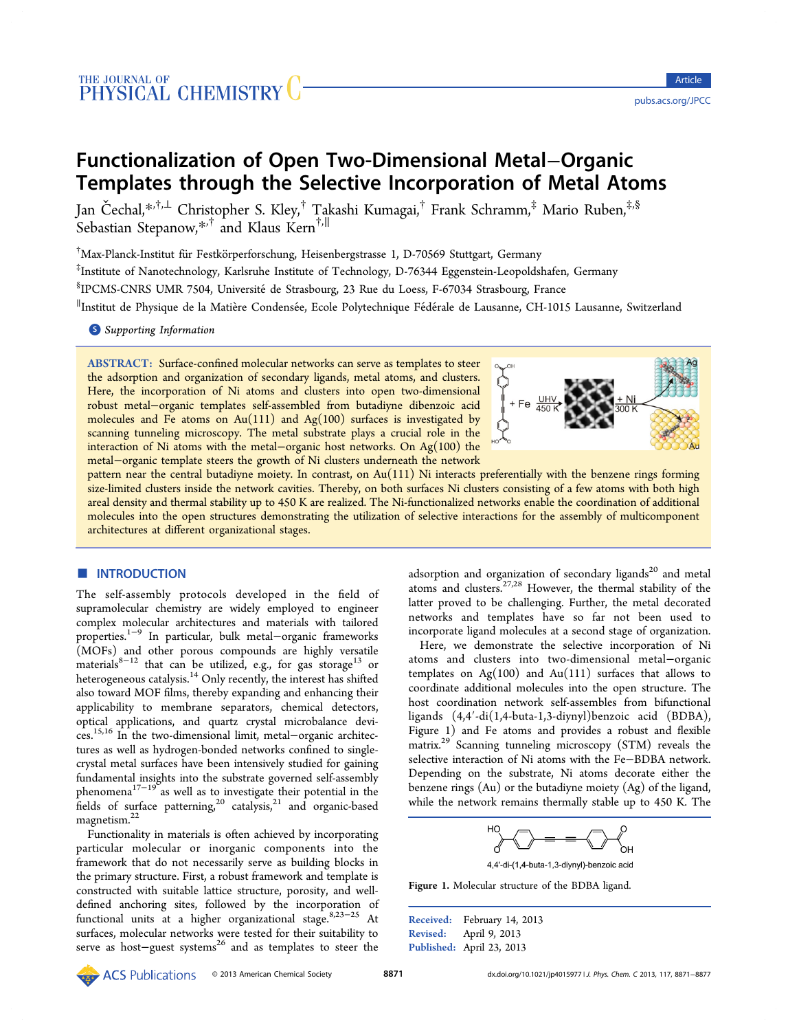# Functionalization of Open Two-Dimensional Metal–Organic Templates through the Selective Incorporation of Metal Atoms

Jan Čechal,*[,†,⊥] Christopher S. Kley,[†] Takashi Kumagai,[†] Frank Schramm,[‡] Mario Ruben,[‡,§] Sebastian Stepanow,*[,†] and Klaus Kern[†,∥]

[†]Max-Planck-Institut für Festkörperforschung, Heisenbergstrasse 1, D-70569 Stuttgart, Germany

[‡]Institute of Nanotechnology, Karlsruhe Institute of Technology, D-76344 Eggenstein-Leopoldshafen, Germany

[§]IPCMS-CNRS UMR 7504, Université de Strasbourg, 23 Rue du Loess, F-67034 Strasbourg, France

[∥]Institut de Physique de la Matière Condensée, Ecole Polytechnique Fédérale de Lausanne, CH-1015 Lausanne, Switzerland

**S** *Supporting Information*

**ABSTRACT:** Surface-confined molecular networks can serve as templates to steer the adsorption and organization of secondary ligands, metal atoms, and clusters. Here, the incorporation of Ni atoms and clusters into open two-dimensional robust metal–organic templates self-assembled from butadiyne dibenzoic acid molecules and Fe atoms on Au(111) and Ag(100) surfaces is investigated by scanning tunneling microscopy. The metal substrate plays a crucial role in the interaction of Ni atoms with the metal–organic host networks. On Ag(100) the metal–organic template steers the growth of Ni clusters underneath the network pattern near the central butadiyne moiety. In contrast, on Au(111) Ni interacts preferentially with the benzene rings forming size-limited clusters inside the network cavities. Thereby, on both surfaces Ni clusters consisting of a few atoms with both high areal density and thermal stability up to 450 K are realized. The Ni-functionalized networks enable the coordination of additional molecules into the open structures demonstrating the utilization of selective interactions for the assembly of multicomponent architectures at different organizational stages.

## ■ INTRODUCTION

The self-assembly protocols developed in the field of supramolecular chemistry are widely employed to engineer complex molecular architectures and materials with tailored properties.[1−9] In particular, bulk metal–organic frameworks (MOFs) and other porous compounds are highly versatile materials[8−12] that can be utilized, e.g., for gas storage[13] or heterogeneous catalysis.[14] Only recently, the interest has shifted also toward MOF films, thereby expanding and enhancing their applicability to membrane separators, chemical detectors, optical applications, and quartz crystal microbalance devices.[15,16] In the two-dimensional limit, metal–organic architectures as well as hydrogen-bonded networks confined to single-crystal metal surfaces have been intensively studied for gaining fundamental insights into the substrate governed self-assembly phenomena[17−19] as well as to investigate their potential in the fields of surface patterning,[20] catalysis,[21] and organic-based magnetism.[22]

Functionality in materials is often achieved by incorporating particular molecular or inorganic components into the framework that do not necessarily serve as building blocks in the primary structure. First, a robust framework and template is constructed with suitable lattice structure, porosity, and well-defined anchoring sites, followed by the incorporation of functional units at a higher organizational stage.[8,23−25] At surfaces, molecular networks were tested for their suitability to serve as host–guest systems[26] and as templates to steer the adsorption and organization of secondary ligands[20] and metal atoms and clusters.[27,28] However, the thermal stability of the latter proved to be challenging. Further, the metal decorated networks and templates have so far not been used to incorporate ligand molecules at a second stage of organization.

Here, we demonstrate the selective incorporation of Ni atoms and clusters into two-dimensional metal–organic templates on Ag(100) and Au(111) surfaces that allows to coordinate additional molecules into the open structure. The host coordination network self-assembles from bifunctional ligands (4,4′-di(1,4-buta-1,3-diynyl)benzoic acid (BDBA), Figure 1) and Fe atoms and provides a robust and flexible matrix.[29] Scanning tunneling microscopy (STM) reveals the selective interaction of Ni atoms with the Fe–BDBA network. Depending on the substrate, Ni atoms decorate either the benzene rings (Au) or the butadiyne moiety (Ag) of the ligand, while the network remains thermally stable up to 450 K. The

4,4′-di-(1,4-buta-1,3-diynyl)-benzoic acid

Figure 1. Molecular structure of the BDBA ligand.

Received: February 14, 2013
Revised: April 9, 2013
Published: April 23, 2013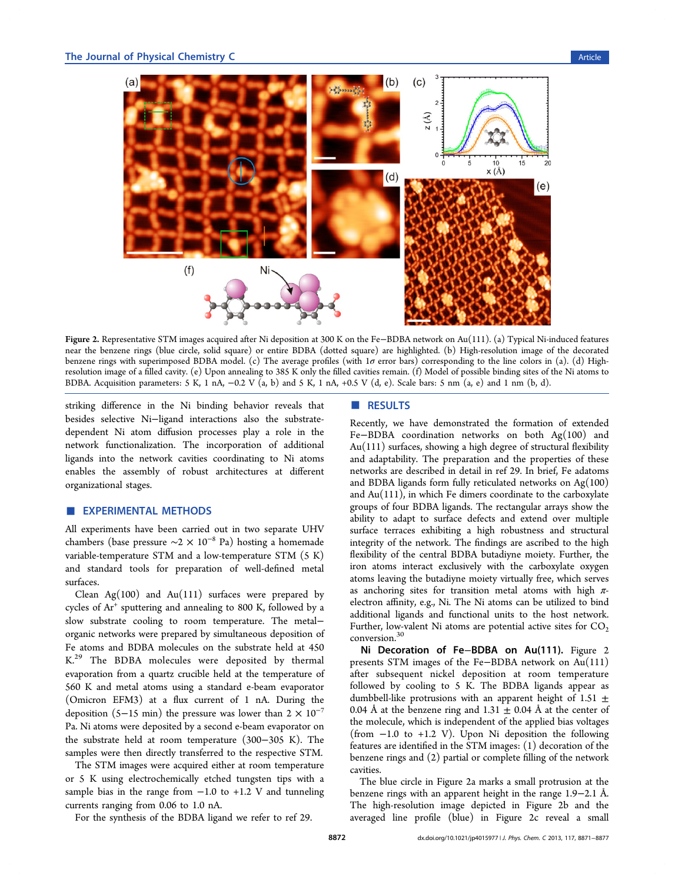Figure 2. Representative STM images acquired after Ni deposition at 300 K on the Fe−BDBA network on Au(111). (a) Typical Ni-induced features near the benzene rings (blue circle, solid square) or entire BDBA (dotted square) are highlighted. (b) High-resolution image of the decorated benzene rings with superimposed BDBA model. (c) The average profiles (with 1$\sigma$ error bars) corresponding to the line colors in (a). (d) High-resolution image of a filled cavity. (e) Upon annealing to 385 K only the filled cavities remain. (f) Model of possible binding sites of the Ni atoms to BDBA. Acquisition parameters: 5 K, 1 nA, −0.2 V (a, b) and 5 K, 1 nA, +0.5 V (d, e). Scale bars: 5 nm (a, e) and 1 nm (b, d).

striking difference in the Ni binding behavior reveals that besides selective Ni−ligand interactions also the substrate-dependent Ni atom diffusion processes play a role in the network functionalization. The incorporation of additional ligands into the network cavities coordinating to Ni atoms enables the assembly of robust architectures at different organizational stages.

## EXPERIMENTAL METHODS

All experiments have been carried out in two separate UHV chambers (base pressure ~$2 \times 10^{-8}$ Pa) hosting a homemade variable-temperature STM and a low-temperature STM (5 K) and standard tools for preparation of well-defined metal surfaces.

Clean Ag(100) and Au(111) surfaces were prepared by cycles of $Ar^+$ sputtering and annealing to 800 K, followed by a slow substrate cooling to room temperature. The metal−organic networks were prepared by simultaneous deposition of Fe atoms and BDBA molecules on the substrate held at 450 K.[29] The BDBA molecules were deposited by thermal evaporation from a quartz crucible held at the temperature of 560 K and metal atoms using a standard e-beam evaporator (Omicron EFM3) at a flux current of 1 nA. During the deposition (5−15 min) the pressure was lower than $2 \times 10^{-7}$ Pa. Ni atoms were deposited by a second e-beam evaporator on the substrate held at room temperature (300−305 K). The samples were then directly transferred to the respective STM.

The STM images were acquired either at room temperature or 5 K using electrochemically etched tungsten tips with a sample bias in the range from −1.0 to +1.2 V and tunneling currents ranging from 0.06 to 1.0 nA.

For the synthesis of the BDBA ligand we refer to ref 29.

## RESULTS

Recently, we have demonstrated the formation of extended Fe−BDBA coordination networks on both Ag(100) and Au(111) surfaces, showing a high degree of structural flexibility and adaptability. The preparation and the properties of these networks are described in detail in ref 29. In brief, Fe adatoms and BDBA ligands form fully reticulated networks on Ag(100) and Au(111), in which Fe dimers coordinate to the carboxylate groups of four BDBA ligands. The rectangular arrays show the ability to adapt to surface defects and extend over multiple surface terraces exhibiting a high robustness and structural integrity of the network. The findings are ascribed to the high flexibility of the central BDBA butadiyne moiety. Further, the iron atoms interact exclusively with the carboxylate oxygen atoms leaving the butadiyne moiety virtually free, which serves as anchoring sites for transition metal atoms with high $\pi$-electron affinity, e.g., Ni. The Ni atoms can be utilized to bind additional ligands and functional units to the host network. Further, low-valent Ni atoms are potential active sites for $CO_2$ conversion.[30]

**Ni Decoration of Fe−BDBA on Au(111).** Figure 2 presents STM images of the Fe−BDBA network on Au(111) after subsequent nickel deposition at room temperature followed by cooling to 5 K. The BDBA ligands appear as dumbbell-like protrusions with an apparent height of 1.51 ± 0.04 Å at the benzene ring and 1.31 ± 0.04 Å at the center of the molecule, which is independent of the applied bias voltages (from −1.0 to +1.2 V). Upon Ni deposition the following features are identified in the STM images: (1) decoration of the benzene rings and (2) partial or complete filling of the network cavities.

The blue circle in Figure 2a marks a small protrusion at the benzene rings with an apparent height in the range 1.9−2.1 Å. The high-resolution image depicted in Figure 2b and the averaged line profile (blue) in Figure 2c reveal a small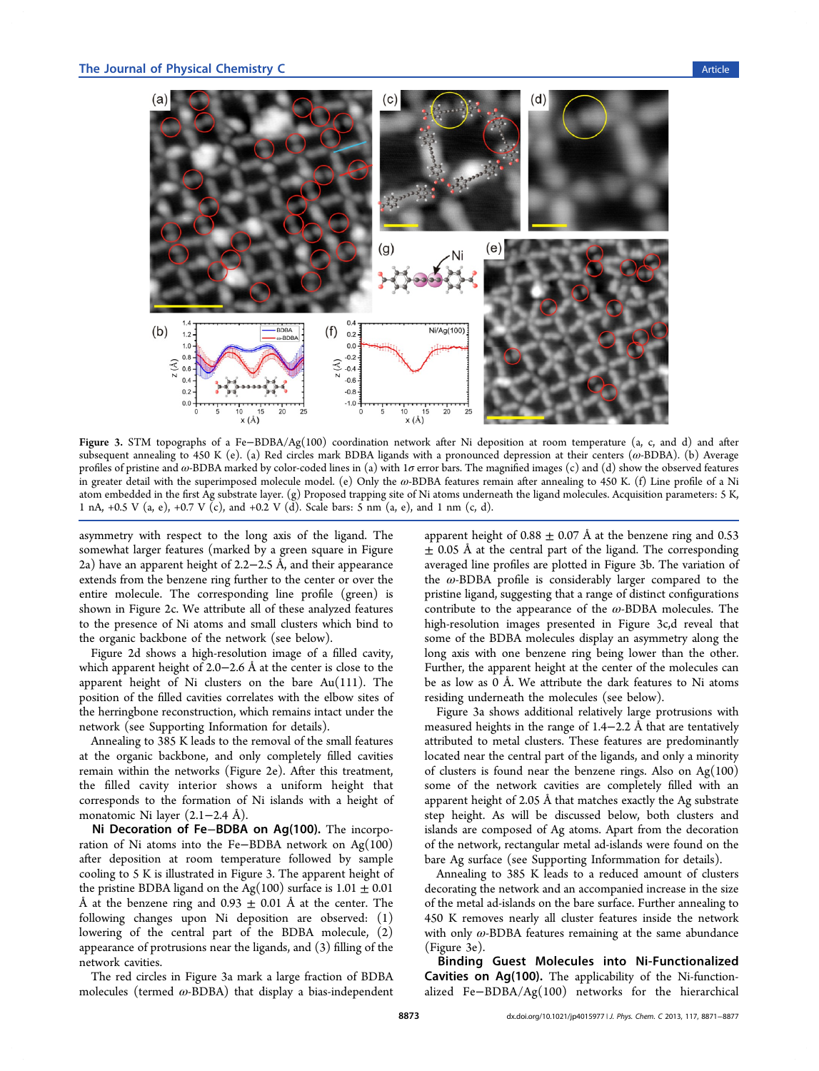Figure 3. STM topographs of a Fe−BDBA/Ag(100) coordination network after Ni deposition at room temperature (a, c, and d) and after subsequent annealing to 450 K (e). (a) Red circles mark BDBA ligands with a pronounced depression at their centers (*ω*-BDBA). (b) Average profiles of pristine and *ω*-BDBA marked by color-coded lines in (a) with 1*σ* error bars. The magnified images (c) and (d) show the observed features in greater detail with the superimposed molecule model. (e) Only the *ω*-BDBA features remain after annealing to 450 K. (f) Line profile of a Ni atom embedded in the first Ag substrate layer. (g) Proposed trapping site of Ni atoms underneath the ligand molecules. Acquisition parameters: 5 K, 1 nA, +0.5 V (a, e), +0.7 V (c), and +0.2 V (d). Scale bars: 5 nm (a, e), and 1 nm (c, d).

asymmetry with respect to the long axis of the ligand. The somewhat larger features (marked by a green square in Figure 2a) have an apparent height of 2.2−2.5 Å, and their appearance extends from the benzene ring further to the center or over the entire molecule. The corresponding line profile (green) is shown in Figure 2c. We attribute all of these analyzed features to the presence of Ni atoms and small clusters which bind to the organic backbone of the network (see below).

Figure 2d shows a high-resolution image of a filled cavity, which apparent height of 2.0−2.6 Å at the center is close to the apparent height of Ni clusters on the bare Au(111). The position of the filled cavities correlates with the elbow sites of the herringbone reconstruction, which remains intact under the network (see Supporting Information for details).

Annealing to 385 K leads to the removal of the small features at the organic backbone, and only completely filled cavities remain within the networks (Figure 2e). After this treatment, the filled cavity interior shows a uniform height that corresponds to the formation of Ni islands with a height of monatomic Ni layer (2.1−2.4 Å).

**Ni Decoration of Fe−BDBA on Ag(100).** The incorporation of Ni atoms into the Fe−BDBA network on Ag(100) after deposition at room temperature followed by sample cooling to 5 K is illustrated in Figure 3. The apparent height of the pristine BDBA ligand on the Ag(100) surface is 1.01 ± 0.01 Å at the benzene ring and 0.93 ± 0.01 Å at the center. The following changes upon Ni deposition are observed: (1) lowering of the central part of the BDBA molecule, (2) appearance of protrusions near the ligands, and (3) filling of the network cavities.

The red circles in Figure 3a mark a large fraction of BDBA molecules (termed *ω*-BDBA) that display a bias-independent apparent height of 0.88 ± 0.07 Å at the benzene ring and 0.53 ± 0.05 Å at the central part of the ligand. The corresponding averaged line profiles are plotted in Figure 3b. The variation of the *ω*-BDBA profile is considerably larger compared to the pristine ligand, suggesting that a range of distinct configurations contribute to the appearance of the *ω*-BDBA molecules. The high-resolution images presented in Figure 3c,d reveal that some of the BDBA molecules display an asymmetry along the long axis with one benzene ring being lower than the other. Further, the apparent height at the center of the molecules can be as low as 0 Å. We attribute the dark features to Ni atoms residing underneath the molecules (see below).

Figure 3a shows additional relatively large protrusions with measured heights in the range of 1.4−2.2 Å that are tentatively attributed to metal clusters. These features are predominantly located near the central part of the ligands, and only a minority of clusters is found near the benzene rings. Also on Ag(100) some of the network cavities are completely filled with an apparent height of 2.05 Å that matches exactly the Ag substrate step height. As will be discussed below, both clusters and islands are composed of Ag atoms. Apart from the decoration of the network, rectangular metal ad-islands were found on the bare Ag surface (see Supporting Informmation for details).

Annealing to 385 K leads to a reduced amount of clusters decorating the network and an accompanied increase in the size of the metal ad-islands on the bare surface. Further annealing to 450 K removes nearly all cluster features inside the network with only *ω*-BDBA features remaining at the same abundance (Figure 3e).

**Binding Guest Molecules into Ni-Functionalized Cavities on Ag(100).** The applicability of the Ni-functionalized Fe−BDBA/Ag(100) networks for the hierarchical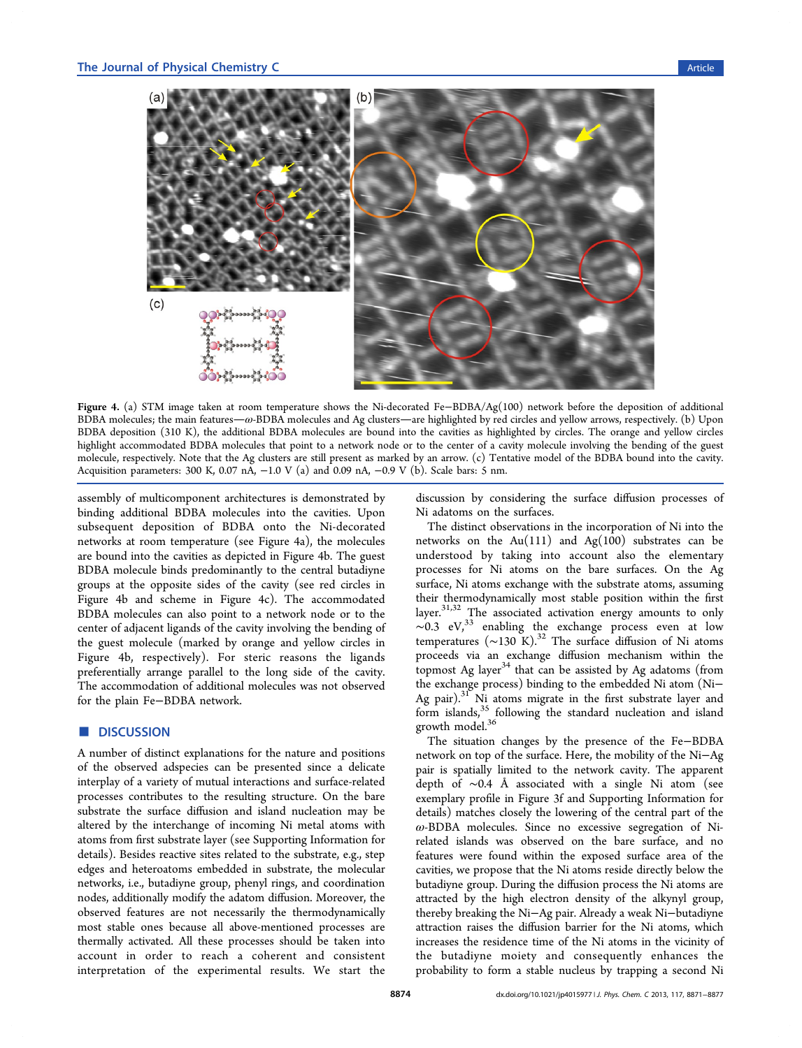Figure 4. (a) STM image taken at room temperature shows the Ni-decorated Fe−BDBA/Ag(100) network before the deposition of additional BDBA molecules; the main features—ω-BDBA molecules and Ag clusters—are highlighted by red circles and yellow arrows, respectively. (b) Upon BDBA deposition (310 K), the additional BDBA molecules are bound into the cavities as highlighted by circles. The orange and yellow circles highlight accommodated BDBA molecules that point to a network node or to the center of a cavity molecule involving the bending of the guest molecule, respectively. Note that the Ag clusters are still present as marked by an arrow. (c) Tentative model of the BDBA bound into the cavity. Acquisition parameters: 300 K, 0.07 nA, −1.0 V (a) and 0.09 nA, −0.9 V (b). Scale bars: 5 nm.

assembly of multicomponent architectures is demonstrated by binding additional BDBA molecules into the cavities. Upon subsequent deposition of BDBA onto the Ni-decorated networks at room temperature (see Figure 4a), the molecules are bound into the cavities as depicted in Figure 4b. The guest BDBA molecule binds predominantly to the central butadiyne groups at the opposite sides of the cavity (see red circles in Figure 4b and scheme in Figure 4c). The accommodated BDBA molecules can also point to a network node or to the center of adjacent ligands of the cavity involving the bending of the guest molecule (marked by orange and yellow circles in Figure 4b, respectively). For steric reasons the ligands preferentially arrange parallel to the long side of the cavity. The accommodation of additional molecules was not observed for the plain Fe−BDBA network.

## DISCUSSION

A number of distinct explanations for the nature and positions of the observed adspecies can be presented since a delicate interplay of a variety of mutual interactions and surface-related processes contributes to the resulting structure. On the bare substrate the surface diffusion and island nucleation may be altered by the interchange of incoming Ni metal atoms with atoms from first substrate layer (see Supporting Information for details). Besides reactive sites related to the substrate, e.g., step edges and heteroatoms embedded in substrate, the molecular networks, i.e., butadiyne group, phenyl rings, and coordination nodes, additionally modify the adatom diffusion. Moreover, the observed features are not necessarily the thermodynamically most stable ones because all above-mentioned processes are thermally activated. All these processes should be taken into account in order to reach a coherent and consistent interpretation of the experimental results. We start the discussion by considering the surface diffusion processes of Ni adatoms on the surfaces.

The distinct observations in the incorporation of Ni into the networks on the Au(111) and Ag(100) substrates can be understood by taking into account also the elementary processes for Ni atoms on the bare surfaces. On the Ag surface, Ni atoms exchange with the substrate atoms, assuming their thermodynamically most stable position within the first layer.[31,32] The associated activation energy amounts to only ∼0.3 eV,[33] enabling the exchange process even at low temperatures (∼130 K).[32] The surface diffusion of Ni atoms proceeds via an exchange diffusion mechanism within the topmost Ag layer[34] that can be assisted by Ag adatoms (from the exchange process) binding to the embedded Ni atom (Ni−Ag pair).[31] Ni atoms migrate in the first substrate layer and form islands,[35] following the standard nucleation and island growth model.[36]

The situation changes by the presence of the Fe−BDBA network on top of the surface. Here, the mobility of the Ni−Ag pair is spatially limited to the network cavity. The apparent depth of ∼0.4 Å associated with a single Ni atom (see exemplary profile in Figure 3f and Supporting Information for details) matches closely the lowering of the central part of the ω-BDBA molecules. Since no excessive segregation of Ni-related islands was observed on the bare surface, and no features were found within the exposed surface area of the cavities, we propose that the Ni atoms reside directly below the butadiyne group. During the diffusion process the Ni atoms are attracted by the high electron density of the alkynyl group, thereby breaking the Ni−Ag pair. Already a weak Ni−butadiyne attraction raises the diffusion barrier for the Ni atoms, which increases the residence time of the Ni atoms in the vicinity of the butadiyne moiety and consequently enhances the probability to form a stable nucleus by trapping a second Ni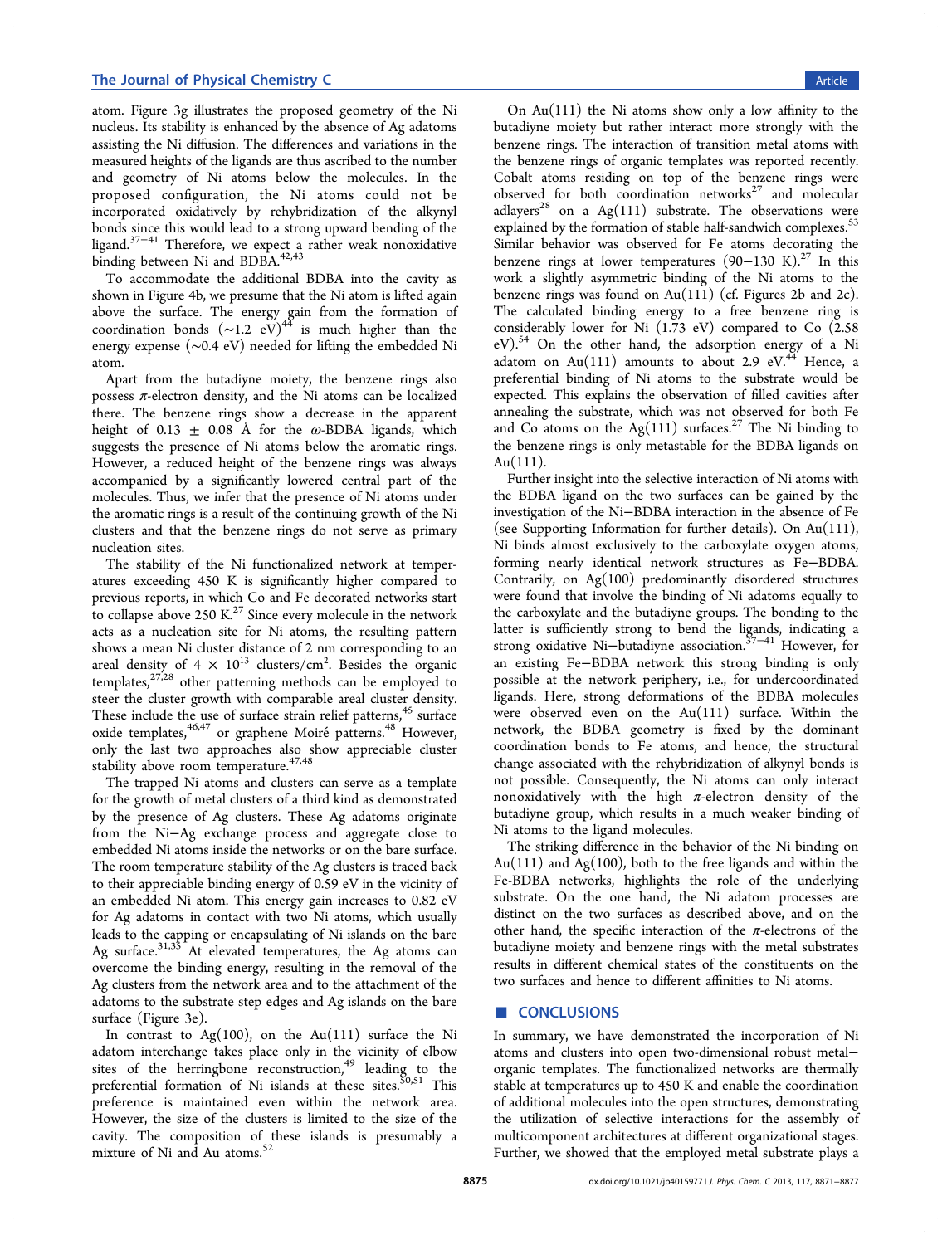atom. Figure 3g illustrates the proposed geometry of the Ni nucleus. Its stability is enhanced by the absence of Ag adatoms assisting the Ni diffusion. The differences and variations in the measured heights of the ligands are thus ascribed to the number and geometry of Ni atoms below the molecules. In the proposed configuration, the Ni atoms could not be incorporated oxidatively by rehybridization of the alkynyl bonds since this would lead to a strong upward bending of the ligand.[37−41] Therefore, we expect a rather weak nonoxidative binding between Ni and BDBA.[42,43]

To accommodate the additional BDBA into the cavity as shown in Figure 4b, we presume that the Ni atom is lifted again above the surface. The energy gain from the formation of coordination bonds (~1.2 eV)[44] is much higher than the energy expense (~0.4 eV) needed for lifting the embedded Ni atom.

Apart from the butadiyne moiety, the benzene rings also possess π-electron density, and the Ni atoms can be localized there. The benzene rings show a decrease in the apparent height of 0.13 ± 0.08 Å for the *ω*-BDBA ligands, which suggests the presence of Ni atoms below the aromatic rings. However, a reduced height of the benzene rings was always accompanied by a significantly lowered central part of the molecules. Thus, we infer that the presence of Ni atoms under the aromatic rings is a result of the continuing growth of the Ni clusters and that the benzene rings do not serve as primary nucleation sites.

The stability of the Ni functionalized network at temperatures exceeding 450 K is significantly higher compared to previous reports, in which Co and Fe decorated networks start to collapse above 250 K.[27] Since every molecule in the network acts as a nucleation site for Ni atoms, the resulting pattern shows a mean Ni cluster distance of 2 nm corresponding to an areal density of $4 \times 10^{13}$ clusters/cm$^2$. Besides the organic templates,[27,28] other patterning methods can be employed to steer the cluster growth with comparable areal cluster density. These include the use of surface strain relief patterns,[45] surface oxide templates,[46,47] or graphene Moiré patterns.[48] However, only the last two approaches also show appreciable cluster stability above room temperature.[47,48]

The trapped Ni atoms and clusters can serve as a template for the growth of metal clusters of a third kind as demonstrated by the presence of Ag clusters. These Ag adatoms originate from the Ni−Ag exchange process and aggregate close to embedded Ni atoms inside the networks or on the bare surface. The room temperature stability of the Ag clusters is traced back to their appreciable binding energy of 0.59 eV in the vicinity of an embedded Ni atom. This energy gain increases to 0.82 eV for Ag adatoms in contact with two Ni atoms, which usually leads to the capping or encapsulating of Ni islands on the bare Ag surface.[31,35] At elevated temperatures, the Ag atoms can overcome the binding energy, resulting in the removal of the Ag clusters from the network area and to the attachment of the adatoms to the substrate step edges and Ag islands on the bare surface (Figure 3e).

In contrast to Ag(100), on the Au(111) surface the Ni adatom interchange takes place only in the vicinity of elbow sites of the herringbone reconstruction,[49] leading to the preferential formation of Ni islands at these sites.[50,51] This preference is maintained even within the network area. However, the size of the clusters is limited to the size of the cavity. The composition of these islands is presumably a mixture of Ni and Au atoms.[52]

On Au(111) the Ni atoms show only a low affinity to the butadiyne moiety but rather interact more strongly with the benzene rings. The interaction of transition metal atoms with the benzene rings of organic templates was reported recently. Cobalt atoms residing on top of the benzene rings were observed for both coordination networks[27] and molecular adlayers[28] on a Ag(111) substrate. The observations were explained by the formation of stable half-sandwich complexes.[53] Similar behavior was observed for Fe atoms decorating the benzene rings at lower temperatures (90−130 K).[27] In this work a slightly asymmetric binding of the Ni atoms to the benzene rings was found on Au(111) (cf. Figures 2b and 2c). The calculated binding energy to a free benzene ring is considerably lower for Ni (1.73 eV) compared to Co (2.58 eV).[54] On the other hand, the adsorption energy of a Ni adatom on Au(111) amounts to about 2.9 eV.[44] Hence, a preferential binding of Ni atoms to the substrate would be expected. This explains the observation of filled cavities after annealing the substrate, which was not observed for both Fe and Co atoms on the Ag(111) surfaces.[27] The Ni binding to the benzene rings is only metastable for the BDBA ligands on Au(111).

Further insight into the selective interaction of Ni atoms with the BDBA ligand on the two surfaces can be gained by the investigation of the Ni−BDBA interaction in the absence of Fe (see Supporting Information for further details). On Au(111), Ni binds almost exclusively to the carboxylate oxygen atoms, forming nearly identical network structures as Fe−BDBA. Contrarily, on Ag(100) predominantly disordered structures were found that involve the binding of Ni adatoms equally to the carboxylate and the butadiyne groups. The bonding to the latter is sufficiently strong to bend the ligands, indicating a strong oxidative Ni−butadiyne association.[37−41] However, for an existing Fe−BDBA network this strong binding is only possible at the network periphery, i.e., for undercoordinated ligands. Here, strong deformations of the BDBA molecules were observed even on the Au(111) surface. Within the network, the BDBA geometry is fixed by the dominant coordination bonds to Fe atoms, and hence, the structural change associated with the rehybridization of alkynyl bonds is not possible. Consequently, the Ni atoms can only interact nonoxidatively with the high π-electron density of the butadiyne group, which results in a much weaker binding of Ni atoms to the ligand molecules.

The striking difference in the behavior of the Ni binding on Au(111) and Ag(100), both to the free ligands and within the Fe-BDBA networks, highlights the role of the underlying substrate. On the one hand, the Ni adatom processes are distinct on the two surfaces as described above, and on the other hand, the specific interaction of the π-electrons of the butadiyne moiety and benzene rings with the metal substrates results in different chemical states of the constituents on the two surfaces and hence to different affinities to Ni atoms.

## CONCLUSIONS

In summary, we have demonstrated the incorporation of Ni atoms and clusters into open two-dimensional robust metal−organic templates. The functionalized networks are thermally stable at temperatures up to 450 K and enable the coordination of additional molecules into the open structures, demonstrating the utilization of selective interactions for the assembly of multicomponent architectures at different organizational stages. Further, we showed that the employed metal substrate plays a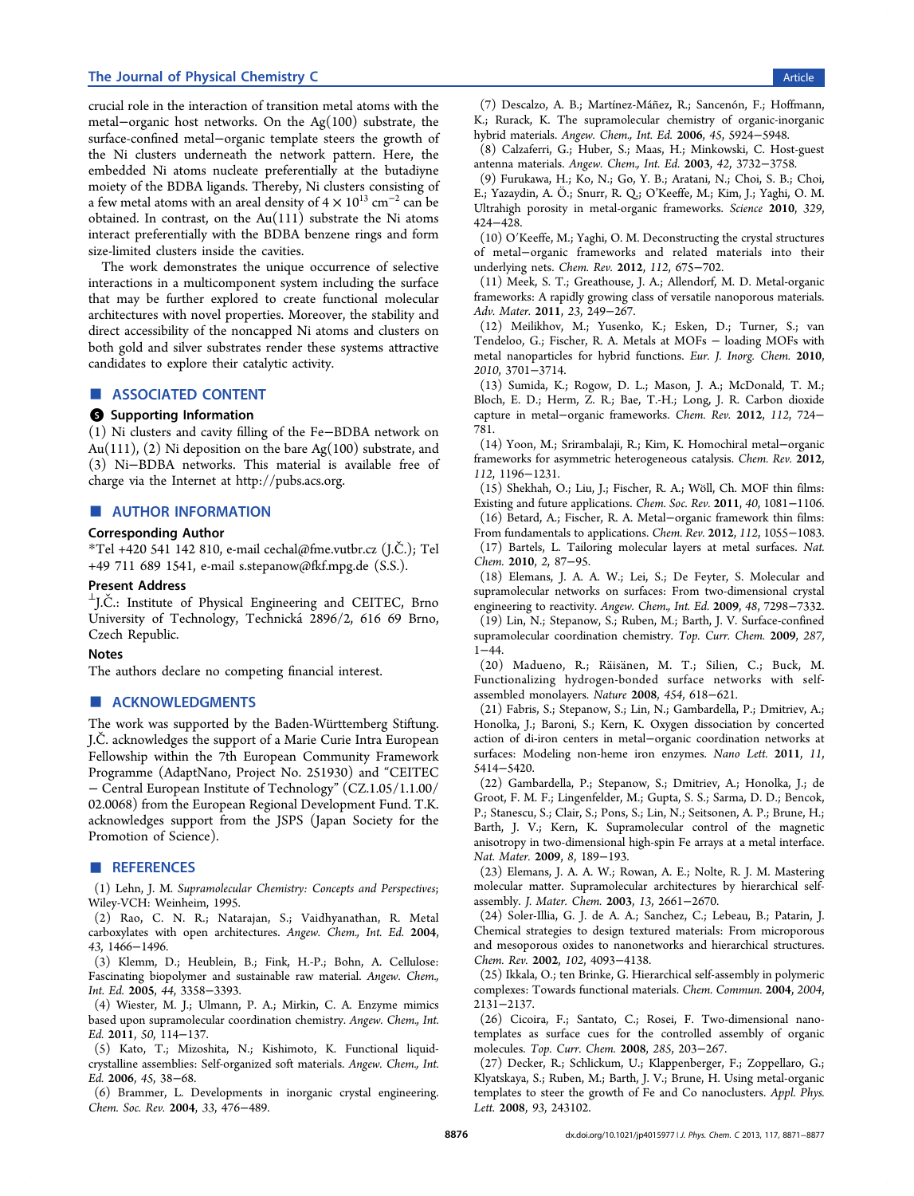crucial role in the interaction of transition metal atoms with the metal−organic host networks. On the Ag(100) substrate, the surface-confined metal−organic template steers the growth of the Ni clusters underneath the network pattern. Here, the embedded Ni atoms nucleate preferentially at the butadiyne moiety of the BDBA ligands. Thereby, Ni clusters consisting of a few metal atoms with an areal density of $4 \times 10^{13}$ cm$^{-2}$ can be obtained. In contrast, on the Au(111) substrate the Ni atoms interact preferentially with the BDBA benzene rings and form size-limited clusters inside the cavities.

The work demonstrates the unique occurrence of selective interactions in a multicomponent system including the surface that may be further explored to create functional molecular architectures with novel properties. Moreover, the stability and direct accessibility of the noncapped Ni atoms and clusters on both gold and silver substrates render these systems attractive candidates to explore their catalytic activity.

## ■ ASSOCIATED CONTENT

### Supporting Information

(1) Ni clusters and cavity filling of the Fe−BDBA network on Au(111), (2) Ni deposition on the bare Ag(100) substrate, and (3) Ni−BDBA networks. This material is available free of charge via the Internet at http://pubs.acs.org.

## ■ AUTHOR INFORMATION

### Corresponding Author

*Tel +420 541 142 810, e-mail cechal@fme.vutbr.cz (J.Č.); Tel +49 711 689 1541, e-mail s.stepanow@fkf.mpg.de (S.S.).

### Present Address

⊥J.Č.: Institute of Physical Engineering and CEITEC, Brno University of Technology, Technická 2896/2, 616 69 Brno, Czech Republic.

### Notes

The authors declare no competing financial interest.

## ■ ACKNOWLEDGMENTS

The work was supported by the Baden-Württemberg Stiftung. J.Č. acknowledges the support of a Marie Curie Intra European Fellowship within the 7th European Community Framework Programme (AdaptNano, Project No. 251930) and "CEITEC − Central European Institute of Technology" (CZ.1.05/1.1.00/02.0068) from the European Regional Development Fund. T.K. acknowledges support from the JSPS (Japan Society for the Promotion of Science).

## ■ REFERENCES

(1) Lehn, J. M. *Supramolecular Chemistry: Concepts and Perspectives*; Wiley-VCH: Weinheim, 1995.

(2) Rao, C. N. R.; Natarajan, S.; Vaidhyanathan, R. Metal carboxylates with open architectures. *Angew. Chem., Int. Ed.* **2004**, *43*, 1466−1496.

(3) Klemm, D.; Heublein, B.; Fink, H.-P.; Bohn, A. Cellulose: Fascinating biopolymer and sustainable raw material. *Angew. Chem., Int. Ed.* **2005**, *44*, 3358−3393.

(4) Wiester, M. J.; Ulmann, P. A.; Mirkin, C. A. Enzyme mimics based upon supramolecular coordination chemistry. *Angew. Chem., Int. Ed.* **2011**, *50*, 114−137.

(5) Kato, T.; Mizoshita, N.; Kishimoto, K. Functional liquid-crystalline assemblies: Self-organized soft materials. *Angew. Chem., Int. Ed.* **2006**, *45*, 38−68.

(6) Brammer, L. Developments in inorganic crystal engineering. *Chem. Soc. Rev.* **2004**, *33*, 476−489.

(7) Descalzo, A. B.; Martínez-Máñez, R.; Sancenón, F.; Hoffmann, K.; Rurack, K. The supramolecular chemistry of organic-inorganic hybrid materials. *Angew. Chem., Int. Ed.* **2006**, *45*, 5924−5948.

(8) Calzaferri, G.; Huber, S.; Maas, H.; Minkowski, C. Host-guest antenna materials. *Angew. Chem., Int. Ed.* **2003**, *42*, 3732−3758.

(9) Furukawa, H.; Ko, N.; Go, Y. B.; Aratani, N.; Choi, S. B.; Choi, E.; Yazaydin, A. Ö.; Snurr, R. Q.; O'Keeffe, M.; Kim, J.; Yaghi, O. M. Ultrahigh porosity in metal-organic frameworks. *Science* **2010**, *329*, 424−428.

(10) O'Keeffe, M.; Yaghi, O. M. Deconstructing the crystal structures of metal−organic frameworks and related materials into their underlying nets. *Chem. Rev.* **2012**, *112*, 675−702.

(11) Meek, S. T.; Greathouse, J. A.; Allendorf, M. D. Metal-organic frameworks: A rapidly growing class of versatile nanoporous materials. *Adv. Mater.* **2011**, *23*, 249−267.

(12) Meilikhov, M.; Yusenko, K.; Esken, D.; Turner, S.; van Tendeloo, G.; Fischer, R. A. Metals at MOFs − loading MOFs with metal nanoparticles for hybrid functions. *Eur. J. Inorg. Chem.* **2010**, *2010*, 3701−3714.

(13) Sumida, K.; Rogow, D. L.; Mason, J. A.; McDonald, T. M.; Bloch, E. D.; Herm, Z. R.; Bae, T.-H.; Long, J. R. Carbon dioxide capture in metal−organic frameworks. *Chem. Rev.* **2012**, *112*, 724−781.

(14) Yoon, M.; Srirambalaji, R.; Kim, K. Homochiral metal−organic frameworks for asymmetric heterogeneous catalysis. *Chem. Rev.* **2012**, *112*, 1196−1231.

(15) Shekhah, O.; Liu, J.; Fischer, R. A.; Wöll, Ch. MOF thin films: Existing and future applications. *Chem. Soc. Rev.* **2011**, *40*, 1081−1106.

(16) Betard, A.; Fischer, R. A. Metal−organic framework thin films: From fundamentals to applications. *Chem. Rev.* **2012**, *112*, 1055−1083.

(17) Bartels, L. Tailoring molecular layers at metal surfaces. *Nat. Chem.* **2010**, *2*, 87−95.

(18) Elemans, J. A. A. W.; Lei, S.; De Feyter, S. Molecular and supramolecular networks on surfaces: From two-dimensional crystal engineering to reactivity. *Angew. Chem., Int. Ed.* **2009**, *48*, 7298−7332.

(19) Lin, N.; Stepanow, S.; Ruben, M.; Barth, J. V. Surface-confined supramolecular coordination chemistry. *Top. Curr. Chem.* **2009**, *287*, 1−44.

(20) Madueno, R.; Räisänen, M. T.; Silien, C.; Buck, M. Functionalizing hydrogen-bonded surface networks with self-assembled monolayers. *Nature* **2008**, *454*, 618−621.

(21) Fabris, S.; Stepanow, S.; Lin, N.; Gambardella, P.; Dmitriev, A.; Honolka, J.; Baroni, S.; Kern, K. Oxygen dissociation by concerted action of di-iron centers in metal−organic coordination networks at surfaces: Modeling non-heme iron enzymes. *Nano Lett.* **2011**, *11*, 5414−5420.

(22) Gambardella, P.; Stepanow, S.; Dmitriev, A.; Honolka, J.; de Groot, F. M. F.; Lingenfelder, M.; Gupta, S. S.; Sarma, D. D.; Bencok, P.; Stanescu, S.; Clair, S.; Pons, S.; Lin, N.; Seitsonen, A. P.; Brune, H.; Barth, J. V.; Kern, K. Supramolecular control of the magnetic anisotropy in two-dimensional high-spin Fe arrays at a metal interface. *Nat. Mater.* **2009**, *8*, 189−193.

(23) Elemans, J. A. A. W.; Rowan, A. E.; Nolte, R. J. M. Mastering molecular matter. Supramolecular architectures by hierarchical self-assembly. *J. Mater. Chem.* **2003**, *13*, 2661−2670.

(24) Soler-Illia, G. J. de A. A.; Sanchez, C.; Lebeau, B.; Patarin, J. Chemical strategies to design textured materials: From microporous and mesoporous oxides to nanonetworks and hierarchical structures. *Chem. Rev.* **2002**, *102*, 4093−4138.

(25) Ikkala, O.; ten Brinke, G. Hierarchical self-assembly in polymeric complexes: Towards functional materials. *Chem. Commun.* **2004**, *2004*, 2131−2137.

(26) Cicoira, F.; Santato, C.; Rosei, F. Two-dimensional nano-templates as surface cues for the controlled assembly of organic molecules. *Top. Curr. Chem.* **2008**, *285*, 203−267.

(27) Decker, R.; Schlickum, U.; Klappenberger, F.; Zoppellaro, G.; Klyatskaya, S.; Ruben, M.; Barth, J. V.; Brune, H. Using metal-organic templates to steer the growth of Fe and Co nanoclusters. *Appl. Phys. Lett.* **2008**, *93*, 243102.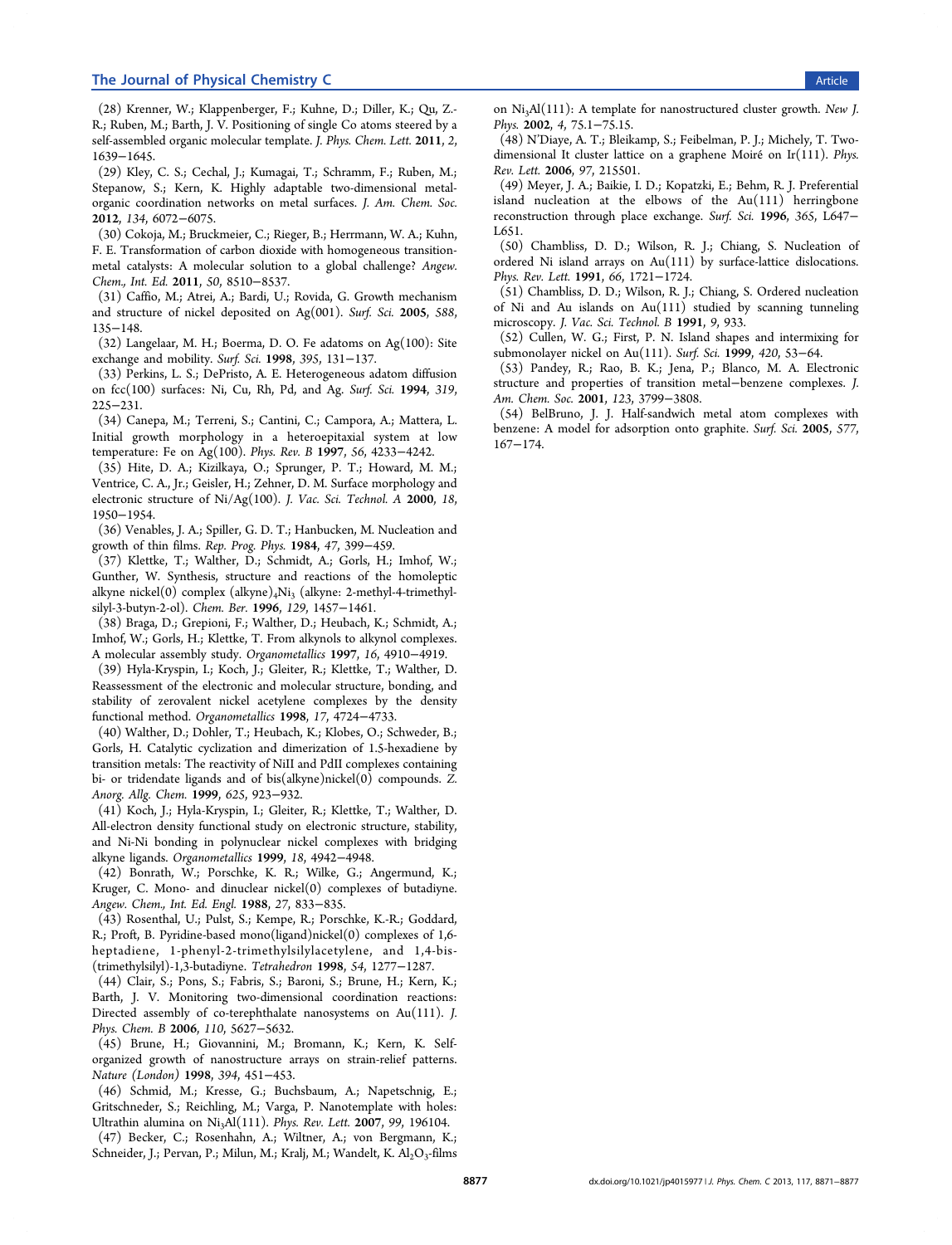(28) Krenner, W.; Klappenberger, F.; Kuhne, D.; Diller, K.; Qu, Z.-R.; Ruben, M.; Barth, J. V. Positioning of single Co atoms steered by a self-assembled organic molecular template. *J. Phys. Chem. Lett.* **2011**, *2*, 1639−1645.

(29) Kley, C. S.; Cechal, J.; Kumagai, T.; Schramm, F.; Ruben, M.; Stepanow, S.; Kern, K. Highly adaptable two-dimensional metal-organic coordination networks on metal surfaces. *J. Am. Chem. Soc.* **2012**, *134*, 6072−6075.

(30) Cokoja, M.; Bruckmeier, C.; Rieger, B.; Herrmann, W. A.; Kuhn, F. E. Transformation of carbon dioxide with homogeneous transition-metal catalysts: A molecular solution to a global challenge? *Angew. Chem., Int. Ed.* **2011**, *50*, 8510−8537.

(31) Caffio, M.; Atrei, A.; Bardi, U.; Rovida, G. Growth mechanism and structure of nickel deposited on Ag(001). *Surf. Sci.* **2005**, *588*, 135−148.

(32) Langelaar, M. H.; Boerma, D. O. Fe adatoms on Ag(100): Site exchange and mobility. *Surf. Sci.* **1998**, *395*, 131−137.

(33) Perkins, L. S.; DePristo, A. E. Heterogeneous adatom diffusion on fcc(100) surfaces: Ni, Cu, Rh, Pd, and Ag. *Surf. Sci.* **1994**, *319*, 225−231.

(34) Canepa, M.; Terreni, S.; Cantini, C.; Campora, A.; Mattera, L. Initial growth morphology in a heteroepitaxial system at low temperature: Fe on Ag(100). *Phys. Rev. B* **1997**, *56*, 4233−4242.

(35) Hite, D. A.; Kizilkaya, O.; Sprunger, P. T.; Howard, M. M.; Ventrice, C. A., Jr.; Geisler, H.; Zehner, D. M. Surface morphology and electronic structure of Ni/Ag(100). *J. Vac. Sci. Technol. A* **2000**, *18*, 1950−1954.

(36) Venables, J. A.; Spiller, G. D. T.; Hanbucken, M. Nucleation and growth of thin films. *Rep. Prog. Phys.* **1984**, *47*, 399−459.

(37) Klettke, T.; Walther, D.; Schmidt, A.; Gorls, H.; Imhof, W.; Gunther, W. Synthesis, structure and reactions of the homoleptic alkyne nickel(0) complex (alkyne)$_4$Ni$_3$ (alkyne: 2-methyl-4-trimethylsilyl-3-butyn-2-ol). *Chem. Ber.* **1996**, *129*, 1457−1461.

(38) Braga, D.; Grepioni, F.; Walther, D.; Heubach, K.; Schmidt, A.; Imhof, W.; Gorls, H.; Klettke, T. From alkynols to alkynol complexes. A molecular assembly study. *Organometallics* **1997**, *16*, 4910−4919.

(39) Hyla-Kryspin, I.; Koch, J.; Gleiter, R.; Klettke, T.; Walther, D. Reassessment of the electronic and molecular structure, bonding, and stability of zerovalent nickel acetylene complexes by the density functional method. *Organometallics* **1998**, *17*, 4724−4733.

(40) Walther, D.; Dohler, T.; Heubach, K.; Klobes, O.; Schweder, B.; Gorls, H. Catalytic cyclization and dimerization of 1,5-hexadiene by transition metals: The reactivity of NiII and PdII complexes containing bi- or tridendate ligands and of bis(alkyne)nickel(0) compounds. *Z. Anorg. Allg. Chem.* **1999**, *625*, 923−932.

(41) Koch, J.; Hyla-Kryspin, I.; Gleiter, R.; Klettke, T.; Walther, D. All-electron density functional study on electronic structure, stability, and Ni-Ni bonding in polynuclear nickel complexes with bridging alkyne ligands. *Organometallics* **1999**, *18*, 4942−4948.

(42) Bonrath, W.; Porschke, K. R.; Wilke, G.; Angermund, K.; Kruger, C. Mono- and dinuclear nickel(0) complexes of butadiyne. *Angew. Chem., Int. Ed. Engl.* **1988**, *27*, 833−835.

(43) Rosenthal, U.; Pulst, S.; Kempe, R.; Porschke, K.-R.; Goddard, R.; Proft, B. Pyridine-based mono(ligand)nickel(0) complexes of 1,6-heptadiene, 1-phenyl-2-trimethylsilylacetylene, and 1,4-bis-(trimethylsilyl)-1,3-butadiyne. *Tetrahedron* **1998**, *54*, 1277−1287.

(44) Clair, S.; Pons, S.; Fabris, S.; Baroni, S.; Brune, H.; Kern, K.; Barth, J. V. Monitoring two-dimensional coordination reactions: Directed assembly of co-terephthalate nanosystems on Au(111). *J. Phys. Chem. B* **2006**, *110*, 5627−5632.

(45) Brune, H.; Giovannini, M.; Bromann, K.; Kern, K. Self-organized growth of nanostructure arrays on strain-relief patterns. *Nature (London)* **1998**, *394*, 451−453.

(46) Schmid, M.; Kresse, G.; Buchsbaum, A.; Napetschnig, E.; Gritschneder, S.; Reichling, M.; Varga, P. Nanotemplate with holes: Ultrathin alumina on Ni$_3$Al(111). *Phys. Rev. Lett.* **2007**, *99*, 196104.

(47) Becker, C.; Rosenhahn, A.; Wiltner, A.; von Bergmann, K.; Schneider, J.; Pervan, P.; Milun, M.; Kralj, M.; Wandelt, K. Al$_2$O$_3$-films on Ni$_3$Al(111): A template for nanostructured cluster growth. *New J. Phys.* **2002**, *4*, 75.1−75.15.

(48) N'Diaye, A. T.; Bleikamp, S.; Feibelman, P. J.; Michely, T. Two-dimensional Ir cluster lattice on a graphene Moiré on Ir(111). *Phys. Rev. Lett.* **2006**, *97*, 215501.

(49) Meyer, J. A.; Baikie, I. D.; Kopatzki, E.; Behm, R. J. Preferential island nucleation at the elbows of the Au(111) herringbone reconstruction through place exchange. *Surf. Sci.* **1996**, *365*, L647−L651.

(50) Chambliss, D. D.; Wilson, R. J.; Chiang, S. Nucleation of ordered Ni island arrays on Au(111) by surface-lattice dislocations. *Phys. Rev. Lett.* **1991**, *66*, 1721−1724.

(51) Chambliss, D. D.; Wilson, R. J.; Chiang, S. Ordered nucleation of Ni and Au islands on Au(111) studied by scanning tunneling microscopy. *J. Vac. Sci. Technol. B* **1991**, *9*, 933.

(52) Cullen, W. G.; First, P. N. Island shapes and intermixing for submonolayer nickel on Au(111). *Surf. Sci.* **1999**, *420*, 53−64.

(53) Pandey, R.; Rao, B. K.; Jena, P.; Blanco, M. A. Electronic structure and properties of transition metal−benzene complexes. *J. Am. Chem. Soc.* **2001**, *123*, 3799−3808.

(54) BelBruno, J. J. Half-sandwich metal atom complexes with benzene: A model for adsorption onto graphite. *Surf. Sci.* **2005**, *577*, 167−174.